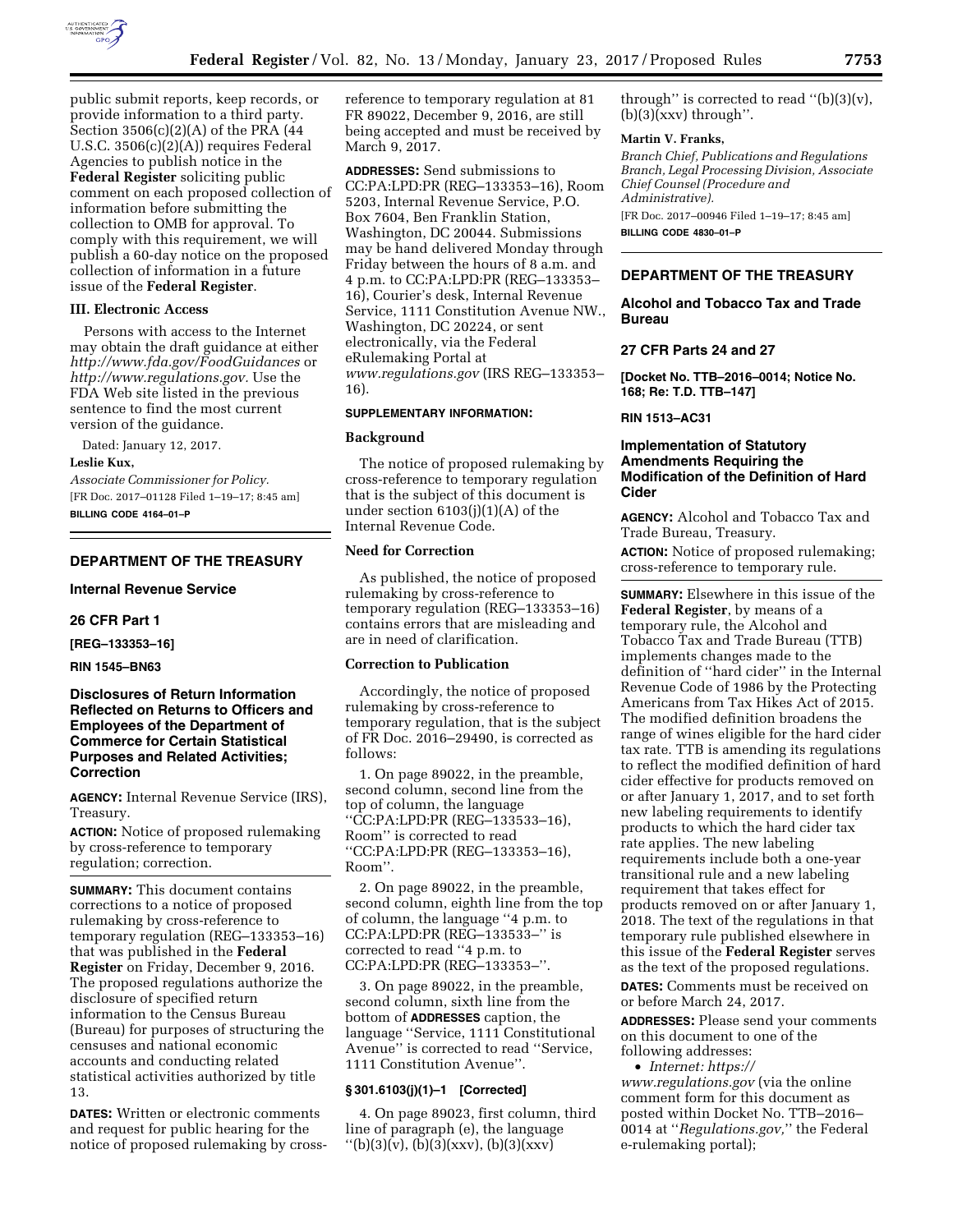public submit reports, keep records, or provide information to a third party. Section 3506(c)(2)(A) of the PRA (44 U.S.C. 3506(c)(2)(A)) requires Federal Agencies to publish notice in the **Federal Register** soliciting public comment on each proposed collection of information before submitting the collection to OMB for approval. To comply with this requirement, we will publish a 60-day notice on the proposed collection of information in a future issue of the **Federal Register**.

### III. Electronic Access

Persons with access to the Internet may obtain the draft guidance at either *http://www.fda.gov/FoodGuidances* or *http://www.regulations.gov.* Use the FDA Web site listed in the previous sentence to find the most current version of the guidance.

Dated: January 12, 2017.

**Leslie Kux,**

*Associate Commissioner for Policy.*

[FR Doc. 2017–01128 Filed 1–19–17; 8:45 am]

**BILLING CODE 4164–01–P**

---

## DEPARTMENT OF THE TREASURY

### Internal Revenue Service

### 26 CFR Part 1

**[REG–133353–16]**

**RIN 1545–BN63**

### Disclosures of Return Information Reflected on Returns to Officers and Employees of the Department of Commerce for Certain Statistical Purposes and Related Activities; Correction

**AGENCY:** Internal Revenue Service (IRS), Treasury.

**ACTION:** Notice of proposed rulemaking by cross-reference to temporary regulation; correction.

**SUMMARY:** This document contains corrections to a notice of proposed rulemaking by cross-reference to temporary regulation (REG–133353–16) that was published in the **Federal Register** on Friday, December 9, 2016. The proposed regulations authorize the disclosure of specified return information to the Census Bureau (Bureau) for purposes of structuring the censuses and national economic accounts and conducting related statistical activities authorized by title 13.

**DATES:** Written or electronic comments and request for public hearing for the notice of proposed rulemaking by cross-reference to temporary regulation at 81 FR 89022, December 9, 2016, are still being accepted and must be received by March 9, 2017.

**ADDRESSES:** Send submissions to CC:PA:LPD:PR (REG–133353–16), Room 5203, Internal Revenue Service, P.O. Box 7604, Ben Franklin Station, Washington, DC 20044. Submissions may be hand delivered Monday through Friday between the hours of 8 a.m. and 4 p.m. to CC:PA:LPD:PR (REG–133353–16), Courier's desk, Internal Revenue Service, 1111 Constitution Avenue NW., Washington, DC 20224, or sent electronically, via the Federal eRulemaking Portal at *www.regulations.gov* (IRS REG–133353–16).

**SUPPLEMENTARY INFORMATION:**

#### Background

The notice of proposed rulemaking by cross-reference to temporary regulation that is the subject of this document is under section 6103(j)(1)(A) of the Internal Revenue Code.

#### Need for Correction

As published, the notice of proposed rulemaking by cross-reference to temporary regulation (REG–133353–16) contains errors that are misleading and are in need of clarification.

#### Correction to Publication

Accordingly, the notice of proposed rulemaking by cross-reference to temporary regulation, that is the subject of FR Doc. 2016–29490, is corrected as follows:

1. On page 89022, in the preamble, second column, second line from the top of column, the language ''CC:PA:LPD:PR (REG–133533–16), Room'' is corrected to read ''CC:PA:LPD:PR (REG–133353–16), Room''.

2. On page 89022, in the preamble, second column, eighth line from the top of column, the language ''4 p.m. to CC:PA:LPD:PR (REG–133533–'' is corrected to read ''4 p.m. to CC:PA:LPD:PR (REG–133353–''.

3. On page 89022, in the preamble, second column, sixth line from the bottom of **ADDRESSES** caption, the language ''Service, 1111 Constitutional Avenue'' is corrected to read ''Service, 1111 Constitution Avenue''.

#### § 301.6103(j)(1)–1 [Corrected]

4. On page 89023, first column, third line of paragraph (e), the language ''(b)(3)(v), (b)(3)(xxv), (b)(3)(xxv) through'' is corrected to read ''(b)(3)(v), (b)(3)(xxv) through''.

**Martin V. Franks,**

*Branch Chief, Publications and Regulations Branch, Legal Processing Division, Associate Chief Counsel (Procedure and Administrative).*

[FR Doc. 2017–00946 Filed 1–19–17; 8:45 am]

**BILLING CODE 4830–01–P**

---

## DEPARTMENT OF THE TREASURY

### Alcohol and Tobacco Tax and Trade Bureau

### 27 CFR Parts 24 and 27

**[Docket No. TTB–2016–0014; Notice No. 168; Re: T.D. TTB–147]**

**RIN 1513–AC31**

### Implementation of Statutory Amendments Requiring the Modification of the Definition of Hard Cider

**AGENCY:** Alcohol and Tobacco Tax and Trade Bureau, Treasury.

**ACTION:** Notice of proposed rulemaking; cross-reference to temporary rule.

**SUMMARY:** Elsewhere in this issue of the **Federal Register**, by means of a temporary rule, the Alcohol and Tobacco Tax and Trade Bureau (TTB) implements changes made to the definition of ''hard cider'' in the Internal Revenue Code of 1986 by the Protecting Americans from Tax Hikes Act of 2015. The modified definition broadens the range of wines eligible for the hard cider tax rate. TTB is amending its regulations to reflect the modified definition of hard cider effective for products removed on or after January 1, 2017, and to set forth new labeling requirements to identify products to which the hard cider tax rate applies. The new labeling requirements include both a one-year transitional rule and a new labeling requirement that takes effect for products removed on or after January 1, 2018. The text of the regulations in that temporary rule published elsewhere in this issue of the **Federal Register** serves as the text of the proposed regulations.

**DATES:** Comments must be received on or before March 24, 2017.

**ADDRESSES:** Please send your comments on this document to one of the following addresses:

- *Internet: https://www.regulations.gov* (via the online comment form for this document as posted within Docket No. TTB–2016–0014 at ''*Regulations.gov,*'' the Federal e-rulemaking portal);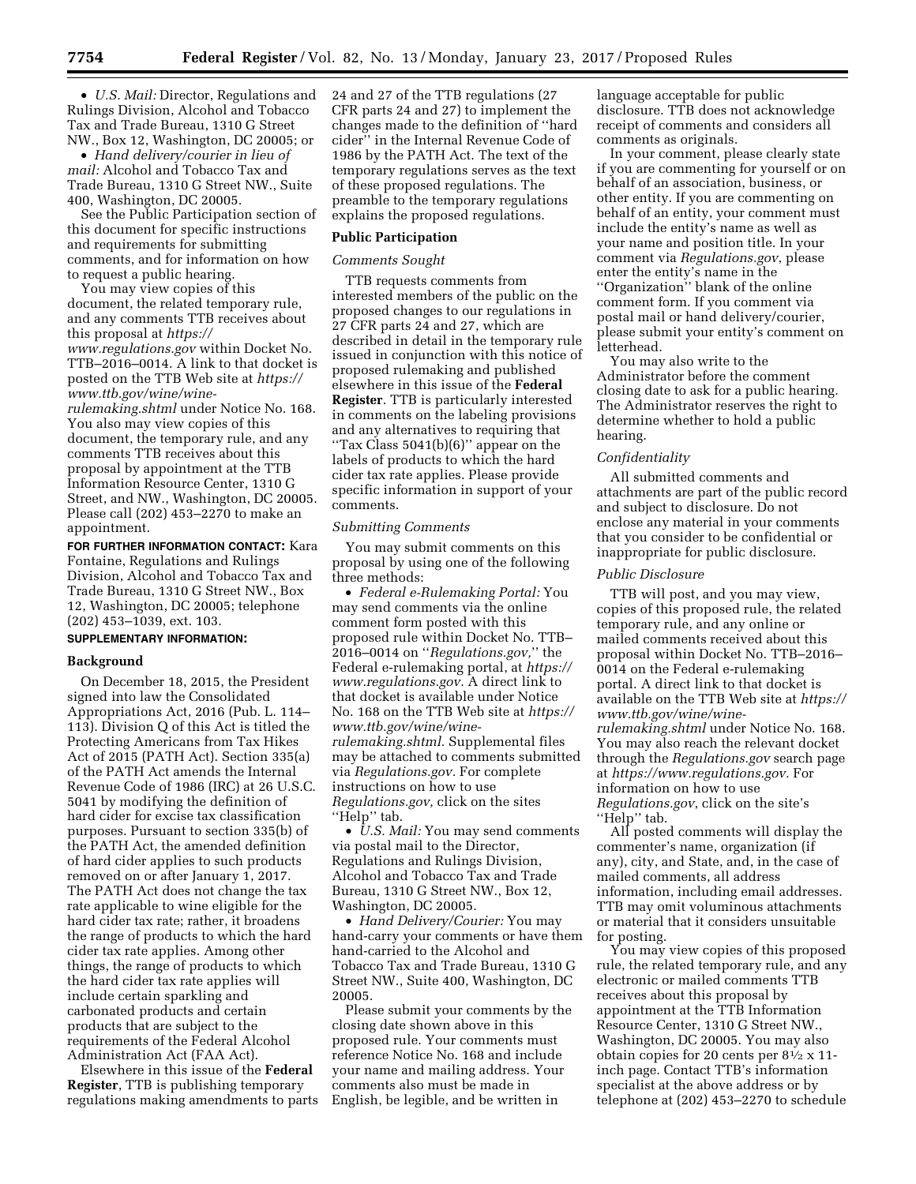- *U.S. Mail:* Director, Regulations and Rulings Division, Alcohol and Tobacco Tax and Trade Bureau, 1310 G Street NW., Box 12, Washington, DC 20005; or
- *Hand delivery/courier in lieu of mail:* Alcohol and Tobacco Tax and Trade Bureau, 1310 G Street NW., Suite 400, Washington, DC 20005.

See the Public Participation section of this document for specific instructions and requirements for submitting comments, and for information on how to request a public hearing.

You may view copies of this document, the related temporary rule, and any comments TTB receives about this proposal at *https://www.regulations.gov* within Docket No. TTB–2016–0014. A link to that docket is posted on the TTB Web site at *https://www.ttb.gov/wine/wine-rulemaking.shtml* under Notice No. 168. You also may view copies of this document, the temporary rule, and any comments TTB receives about this proposal by appointment at the TTB Information Resource Center, 1310 G Street, and NW., Washington, DC 20005. Please call (202) 453–2270 to make an appointment.

**FOR FURTHER INFORMATION CONTACT:** Kara Fontaine, Regulations and Rulings Division, Alcohol and Tobacco Tax and Trade Bureau, 1310 G Street NW., Box 12, Washington, DC 20005; telephone (202) 453–1039, ext. 103.

**SUPPLEMENTARY INFORMATION:**

## Background

On December 18, 2015, the President signed into law the Consolidated Appropriations Act, 2016 (Pub. L. 114–113). Division Q of this Act is titled the Protecting Americans from Tax Hikes Act of 2015 (PATH Act). Section 335(a) of the PATH Act amends the Internal Revenue Code of 1986 (IRC) at 26 U.S.C. 5041 by modifying the definition of hard cider for excise tax classification purposes. Pursuant to section 335(b) of the PATH Act, the amended definition of hard cider applies to such products removed on or after January 1, 2017. The PATH Act does not change the tax rate applicable to wine eligible for the hard cider tax rate; rather, it broadens the range of products to which the hard cider tax rate applies. Among other things, the range of products to which the hard cider tax rate applies will include certain sparkling and carbonated products and certain products that are subject to the requirements of the Federal Alcohol Administration Act (FAA Act).

Elsewhere in this issue of the **Federal Register**, TTB is publishing temporary regulations making amendments to parts 24 and 27 of the TTB regulations (27 CFR parts 24 and 27) to implement the changes made to the definition of ''hard cider'' in the Internal Revenue Code of 1986 by the PATH Act. The text of the temporary regulations serves as the text of these proposed regulations. The preamble to the temporary regulations explains the proposed regulations.

## Public Participation

### *Comments Sought*

TTB requests comments from interested members of the public on the proposed changes to our regulations in 27 CFR parts 24 and 27, which are described in detail in the temporary rule issued in conjunction with this notice of proposed rulemaking and published elsewhere in this issue of the **Federal Register**. TTB is particularly interested in comments on the labeling provisions and any alternatives to requiring that ''Tax Class 5041(b)(6)'' appear on the labels of products to which the hard cider tax rate applies. Please provide specific information in support of your comments.

### *Submitting Comments*

You may submit comments on this proposal by using one of the following three methods:

- *Federal e-Rulemaking Portal:* You may send comments via the online comment form posted with this proposed rule within Docket No. TTB–2016–0014 on ''*Regulations.gov,*'' the Federal e-rulemaking portal, at *https://www.regulations.gov.* A direct link to that docket is available under Notice No. 168 on the TTB Web site at *https://www.ttb.gov/wine/wine-rulemaking.shtml.* Supplemental files may be attached to comments submitted via *Regulations.gov.* For complete instructions on how to use *Regulations.gov,* click on the sites ''Help'' tab.
- *U.S. Mail:* You may send comments via postal mail to the Director, Regulations and Rulings Division, Alcohol and Tobacco Tax and Trade Bureau, 1310 G Street NW., Box 12, Washington, DC 20005.
- *Hand Delivery/Courier:* You may hand-carry your comments or have them hand-carried to the Alcohol and Tobacco Tax and Trade Bureau, 1310 G Street NW., Suite 400, Washington, DC 20005.

Please submit your comments by the closing date shown above in this proposed rule. Your comments must reference Notice No. 168 and include your name and mailing address. Your comments also must be made in English, be legible, and be written in language acceptable for public disclosure. TTB does not acknowledge receipt of comments and considers all comments as originals.

In your comment, please clearly state if you are commenting for yourself or on behalf of an association, business, or other entity. If you are commenting on behalf of an entity, your comment must include the entity's name as well as your name and position title. In your comment via *Regulations.gov*, please enter the entity's name in the ''Organization'' blank of the online comment form. If you comment via postal mail or hand delivery/courier, please submit your entity's comment on letterhead.

You may also write to the Administrator before the comment closing date to ask for a public hearing. The Administrator reserves the right to determine whether to hold a public hearing.

### *Confidentiality*

All submitted comments and attachments are part of the public record and subject to disclosure. Do not enclose any material in your comments that you consider to be confidential or inappropriate for public disclosure.

### *Public Disclosure*

TTB will post, and you may view, copies of this proposed rule, the related temporary rule, and any online or mailed comments received about this proposal within Docket No. TTB–2016–0014 on the Federal e-rulemaking portal. A direct link to that docket is available on the TTB Web site at *https://www.ttb.gov/wine/wine-rulemaking.shtml* under Notice No. 168. You may also reach the relevant docket through the *Regulations.gov* search page at *https://www.regulations.gov.* For information on how to use *Regulations.gov*, click on the site's ''Help'' tab.

All posted comments will display the commenter's name, organization (if any), city, and State, and, in the case of mailed comments, all address information, including email addresses. TTB may omit voluminous attachments or material that it considers unsuitable for posting.

You may view copies of this proposed rule, the related temporary rule, and any electronic or mailed comments TTB receives about this proposal by appointment at the TTB Information Resource Center, 1310 G Street NW., Washington, DC 20005. You may also obtain copies for 20 cents per 8½ x 11-inch page. Contact TTB's information specialist at the above address or by telephone at (202) 453–2270 to schedule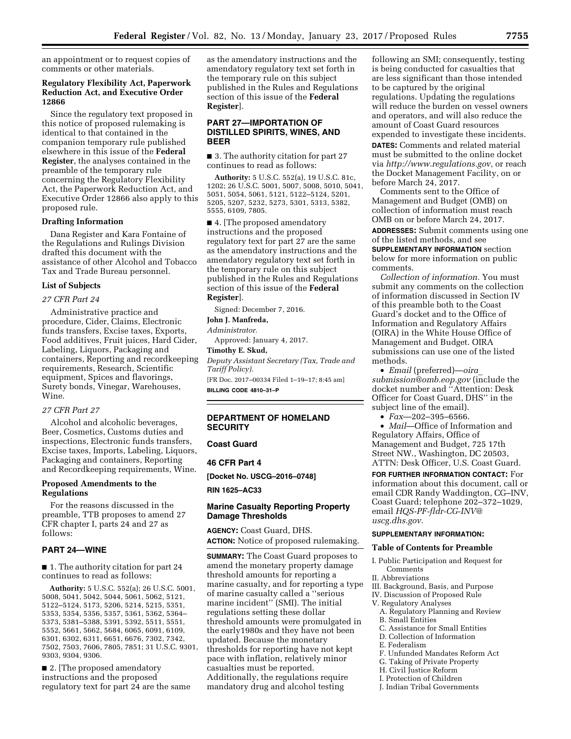an appointment or to request copies of comments or other materials.

**Regulatory Flexibility Act, Paperwork Reduction Act, and Executive Order 12866**

Since the regulatory text proposed in this notice of proposed rulemaking is identical to that contained in the companion temporary rule published elsewhere in this issue of the **Federal Register**, the analyses contained in the preamble of the temporary rule concerning the Regulatory Flexibility Act, the Paperwork Reduction Act, and Executive Order 12866 also apply to this proposed rule.

**Drafting Information**

Dana Register and Kara Fontaine of the Regulations and Rulings Division drafted this document with the assistance of other Alcohol and Tobacco Tax and Trade Bureau personnel.

**List of Subjects**

*27 CFR Part 24*

Administrative practice and procedure, Cider, Claims, Electronic funds transfers, Excise taxes, Exports, Food additives, Fruit juices, Hard Cider, Labeling, Liquors, Packaging and containers, Reporting and recordkeeping requirements, Research, Scientific equipment, Spices and flavorings, Surety bonds, Vinegar, Warehouses, Wine.

*27 CFR Part 27*

Alcohol and alcoholic beverages, Beer, Cosmetics, Customs duties and inspections, Electronic funds transfers, Excise taxes, Imports, Labeling, Liquors, Packaging and containers, Reporting and Recordkeeping requirements, Wine.

**Proposed Amendments to the Regulations**

For the reasons discussed in the preamble, TTB proposes to amend 27 CFR chapter I, parts 24 and 27 as follows:

## PART 24—WINE

■ 1. The authority citation for part 24 continues to read as follows:

**Authority:** 5 U.S.C. 552(a); 26 U.S.C. 5001, 5008, 5041, 5042, 5044, 5061, 5062, 5121, 5122–5124, 5173, 5206, 5214, 5215, 5351, 5353, 5354, 5356, 5357, 5361, 5362, 5364–5373, 5381–5388, 5391, 5392, 5511, 5551, 5552, 5661, 5662, 5684, 6065, 6091, 6109, 6301, 6302, 6311, 6651, 6676, 7302, 7342, 7502, 7503, 7606, 7805, 7851; 31 U.S.C. 9301, 9303, 9304, 9306.

■ 2. [The proposed amendatory instructions and the proposed regulatory text for part 24 are the same as the amendatory instructions and the amendatory regulatory text set forth in the temporary rule on this subject published in the Rules and Regulations section of this issue of the **Federal Register**].

## PART 27—IMPORTATION OF DISTILLED SPIRITS, WINES, AND BEER

■ 3. The authority citation for part 27 continues to read as follows:

**Authority:** 5 U.S.C. 552(a), 19 U.S.C. 81c, 1202; 26 U.S.C. 5001, 5007, 5008, 5010, 5041, 5051, 5054, 5061, 5121, 5122–5124, 5201, 5205, 5207, 5232, 5273, 5301, 5313, 5382, 5555, 6109, 7805.

■ 4. [The proposed amendatory instructions and the proposed regulatory text for part 27 are the same as the amendatory instructions and the amendatory regulatory text set forth in the temporary rule on this subject published in the Rules and Regulations section of this issue of the **Federal Register**].

Signed: December 7, 2016.

**John J. Manfreda,**

*Administrator.*

Approved: January 4, 2017.

**Timothy E. Skud,**

*Deputy Assistant Secretary (Tax, Trade and Tariff Policy).*

[FR Doc. 2017–00334 Filed 1–19–17; 8:45 am]

**BILLING CODE 4810–31–P**

## DEPARTMENT OF HOMELAND SECURITY

### Coast Guard

### 46 CFR Part 4

**[Docket No. USCG–2016–0748]**

**RIN 1625–AC33**

### Marine Casualty Reporting Property Damage Thresholds

**AGENCY:** Coast Guard, DHS.

**ACTION:** Notice of proposed rulemaking.

**SUMMARY:** The Coast Guard proposes to amend the monetary property damage threshold amounts for reporting a marine casualty, and for reporting a type of marine casualty called a ''serious marine incident'' (SMI). The initial regulations setting these dollar threshold amounts were promulgated in the early1980s and they have not been updated. Because the monetary thresholds for reporting have not kept pace with inflation, relatively minor casualties must be reported. Additionally, the regulations require mandatory drug and alcohol testing following an SMI; consequently, testing is being conducted for casualties that are less significant than those intended to be captured by the original regulations. Updating the regulations will reduce the burden on vessel owners and operators, and will also reduce the amount of Coast Guard resources expended to investigate these incidents.

**DATES:** Comments and related material must be submitted to the online docket via *http://www.regulations.gov,* or reach the Docket Management Facility, on or before March 24, 2017.

Comments sent to the Office of Management and Budget (OMB) on collection of information must reach OMB on or before March 24, 2017.

**ADDRESSES:** Submit comments using one of the listed methods, and see **SUPPLEMENTARY INFORMATION** section below for more information on public comments.

*Collection of information.* You must submit any comments on the collection of information discussed in Section IV of this preamble both to the Coast Guard's docket and to the Office of Information and Regulatory Affairs (OIRA) in the White House Office of Management and Budget. OIRA submissions can use one of the listed methods.

- *Email* (preferred)—*oira_submission@omb.eop.gov* (include the docket number and ''Attention: Desk Officer for Coast Guard, DHS'' in the subject line of the email).
- *Fax*—202–395–6566.
- *Mail*—Office of Information and Regulatory Affairs, Office of Management and Budget, 725 17th Street NW., Washington, DC 20503, ATTN: Desk Officer, U.S. Coast Guard.

**FOR FURTHER INFORMATION CONTACT:** For information about this document, call or email CDR Randy Waddington, CG–INV, Coast Guard; telephone 202–372–1029, email *HQS-PF-fldr-CG-INV@uscg.dhs.gov.*

**SUPPLEMENTARY INFORMATION:**

**Table of Contents for Preamble**

I. Public Participation and Request for Comments
II. Abbreviations
III. Background, Basis, and Purpose
IV. Discussion of Proposed Rule
V. Regulatory Analyses
  A. Regulatory Planning and Review
  B. Small Entities
  C. Assistance for Small Entities
  D. Collection of Information
  E. Federalism
  F. Unfunded Mandates Reform Act
  G. Taking of Private Property
  H. Civil Justice Reform
  I. Protection of Children
  J. Indian Tribal Governments